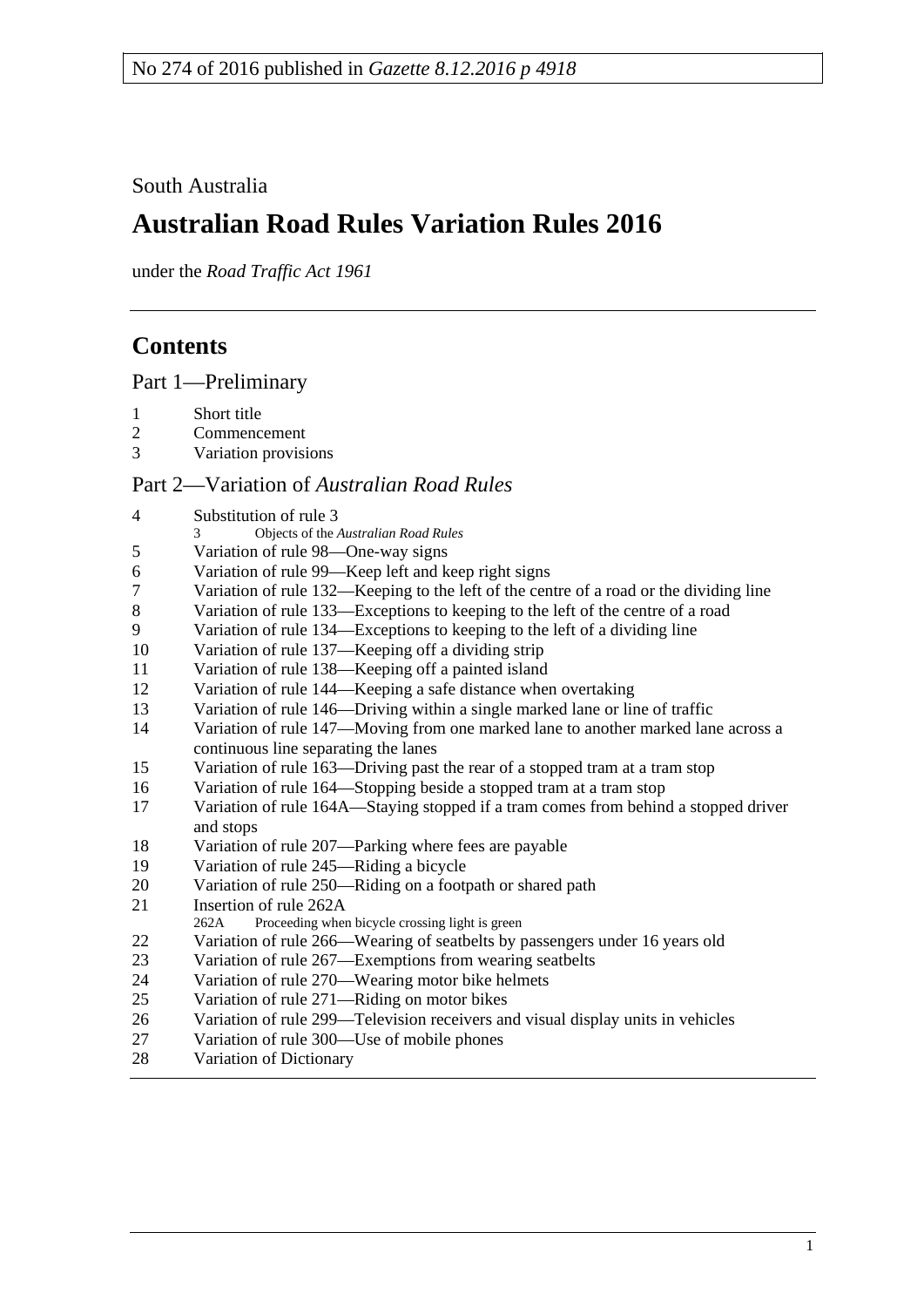No 274 of 2016 published in *Gazette 8.12.2016 p 4918*

South Australia

# Australian Road Rules Variation Rules 2016

under the *Road Traffic Act 1961*

## Contents

### Part 1—Preliminary

1 Short title
2 Commencement
3 Variation provisions

### Part 2—Variation of *Australian Road Rules*

4 Substitution of rule 3
  3 Objects of the *Australian Road Rules*
5 Variation of rule 98—One-way signs
6 Variation of rule 99—Keep left and keep right signs
7 Variation of rule 132—Keeping to the left of the centre of a road or the dividing line
8 Variation of rule 133—Exceptions to keeping to the left of the centre of a road
9 Variation of rule 134—Exceptions to keeping to the left of a dividing line
10 Variation of rule 137—Keeping off a dividing strip
11 Variation of rule 138—Keeping off a painted island
12 Variation of rule 144—Keeping a safe distance when overtaking
13 Variation of rule 146—Driving within a single marked lane or line of traffic
14 Variation of rule 147—Moving from one marked lane to another marked lane across a continuous line separating the lanes
15 Variation of rule 163—Driving past the rear of a stopped tram at a tram stop
16 Variation of rule 164—Stopping beside a stopped tram at a tram stop
17 Variation of rule 164A—Staying stopped if a tram comes from behind a stopped driver and stops
18 Variation of rule 207—Parking where fees are payable
19 Variation of rule 245—Riding a bicycle
20 Variation of rule 250—Riding on a footpath or shared path
21 Insertion of rule 262A
  262A Proceeding when bicycle crossing light is green
22 Variation of rule 266—Wearing of seatbelts by passengers under 16 years old
23 Variation of rule 267—Exemptions from wearing seatbelts
24 Variation of rule 270—Wearing motor bike helmets
25 Variation of rule 271—Riding on motor bikes
26 Variation of rule 299—Television receivers and visual display units in vehicles
27 Variation of rule 300—Use of mobile phones
28 Variation of Dictionary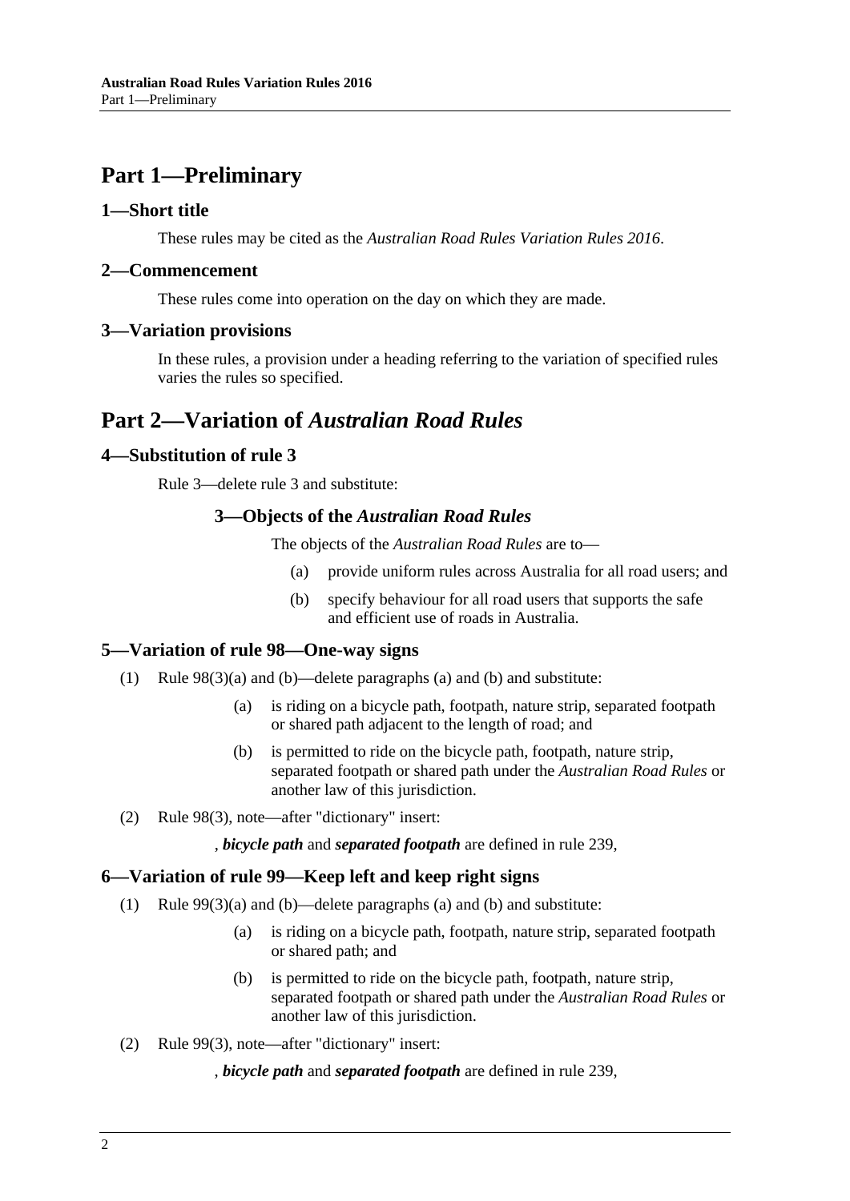# Part 1—Preliminary

## 1—Short title

These rules may be cited as the *Australian Road Rules Variation Rules 2016*.

## 2—Commencement

These rules come into operation on the day on which they are made.

## 3—Variation provisions

In these rules, a provision under a heading referring to the variation of specified rules varies the rules so specified.

# Part 2—Variation of *Australian Road Rules*

## 4—Substitution of rule 3

Rule 3—delete rule 3 and substitute:

### 3—Objects of the *Australian Road Rules*

The objects of the *Australian Road Rules* are to—

(a) provide uniform rules across Australia for all road users; and

(b) specify behaviour for all road users that supports the safe and efficient use of roads in Australia.

## 5—Variation of rule 98—One-way signs

(1) Rule 98(3)(a) and (b)—delete paragraphs (a) and (b) and substitute:

(a) is riding on a bicycle path, footpath, nature strip, separated footpath or shared path adjacent to the length of road; and

(b) is permitted to ride on the bicycle path, footpath, nature strip, separated footpath or shared path under the *Australian Road Rules* or another law of this jurisdiction.

(2) Rule 98(3), note—after "dictionary" insert:

, ***bicycle path*** and ***separated footpath*** are defined in rule 239,

## 6—Variation of rule 99—Keep left and keep right signs

(1) Rule 99(3)(a) and (b)—delete paragraphs (a) and (b) and substitute:

(a) is riding on a bicycle path, footpath, nature strip, separated footpath or shared path; and

(b) is permitted to ride on the bicycle path, footpath, nature strip, separated footpath or shared path under the *Australian Road Rules* or another law of this jurisdiction.

(2) Rule 99(3), note—after "dictionary" insert:

, ***bicycle path*** and ***separated footpath*** are defined in rule 239,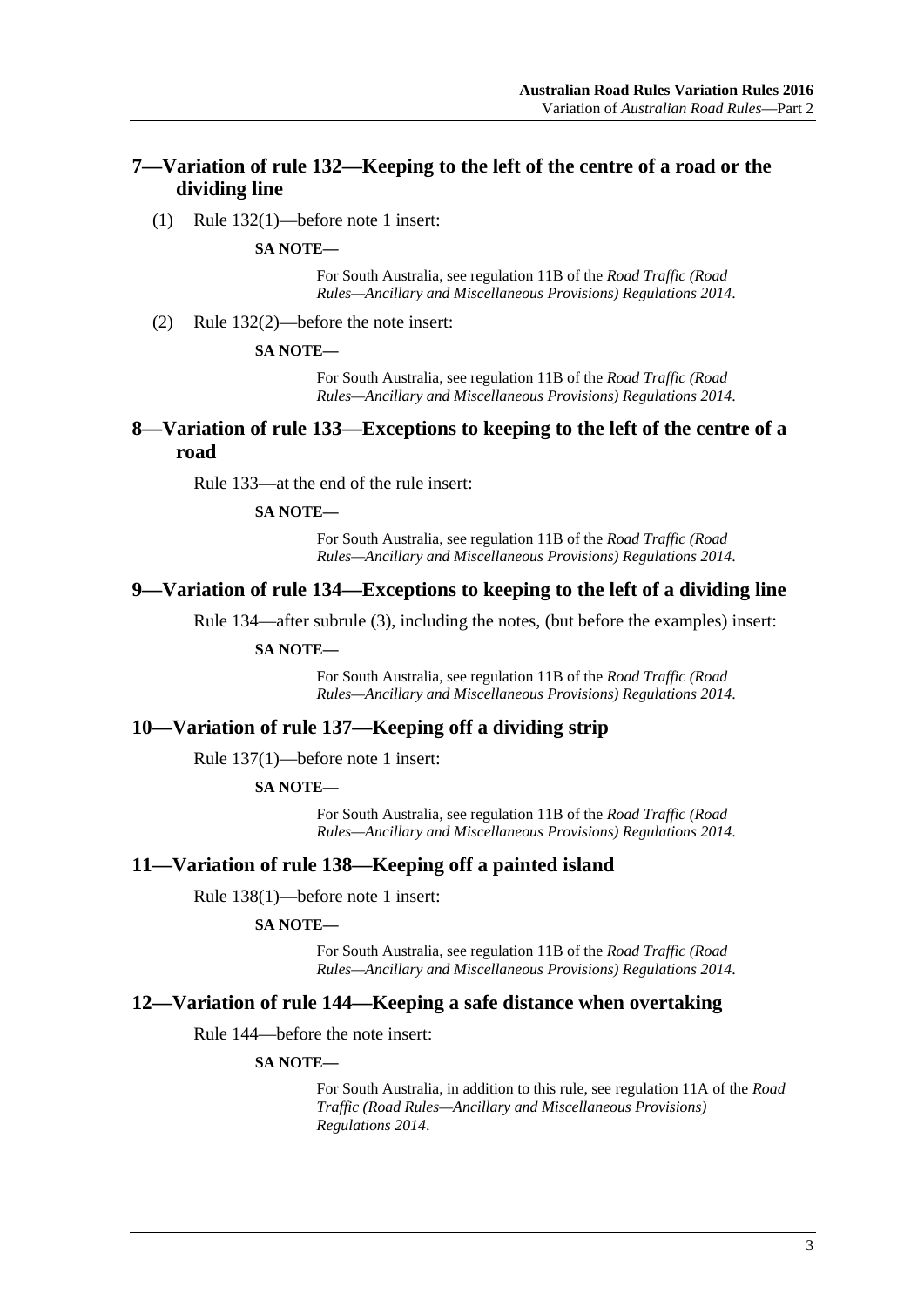## 7—Variation of rule 132—Keeping to the left of the centre of a road or the dividing line

(1) Rule 132(1)—before note 1 insert:

**SA NOTE—**

For South Australia, see regulation 11B of the *Road Traffic (Road Rules—Ancillary and Miscellaneous Provisions) Regulations 2014*.

(2) Rule 132(2)—before the note insert:

**SA NOTE—**

For South Australia, see regulation 11B of the *Road Traffic (Road Rules—Ancillary and Miscellaneous Provisions) Regulations 2014*.

## 8—Variation of rule 133—Exceptions to keeping to the left of the centre of a road

Rule 133—at the end of the rule insert:

**SA NOTE—**

For South Australia, see regulation 11B of the *Road Traffic (Road Rules—Ancillary and Miscellaneous Provisions) Regulations 2014*.

## 9—Variation of rule 134—Exceptions to keeping to the left of a dividing line

Rule 134—after subrule (3), including the notes, (but before the examples) insert:

**SA NOTE—**

For South Australia, see regulation 11B of the *Road Traffic (Road Rules—Ancillary and Miscellaneous Provisions) Regulations 2014*.

## 10—Variation of rule 137—Keeping off a dividing strip

Rule 137(1)—before note 1 insert:

**SA NOTE—**

For South Australia, see regulation 11B of the *Road Traffic (Road Rules—Ancillary and Miscellaneous Provisions) Regulations 2014*.

## 11—Variation of rule 138—Keeping off a painted island

Rule 138(1)—before note 1 insert:

**SA NOTE—**

For South Australia, see regulation 11B of the *Road Traffic (Road Rules—Ancillary and Miscellaneous Provisions) Regulations 2014*.

## 12—Variation of rule 144—Keeping a safe distance when overtaking

Rule 144—before the note insert:

**SA NOTE—**

For South Australia, in addition to this rule, see regulation 11A of the *Road Traffic (Road Rules—Ancillary and Miscellaneous Provisions) Regulations 2014*.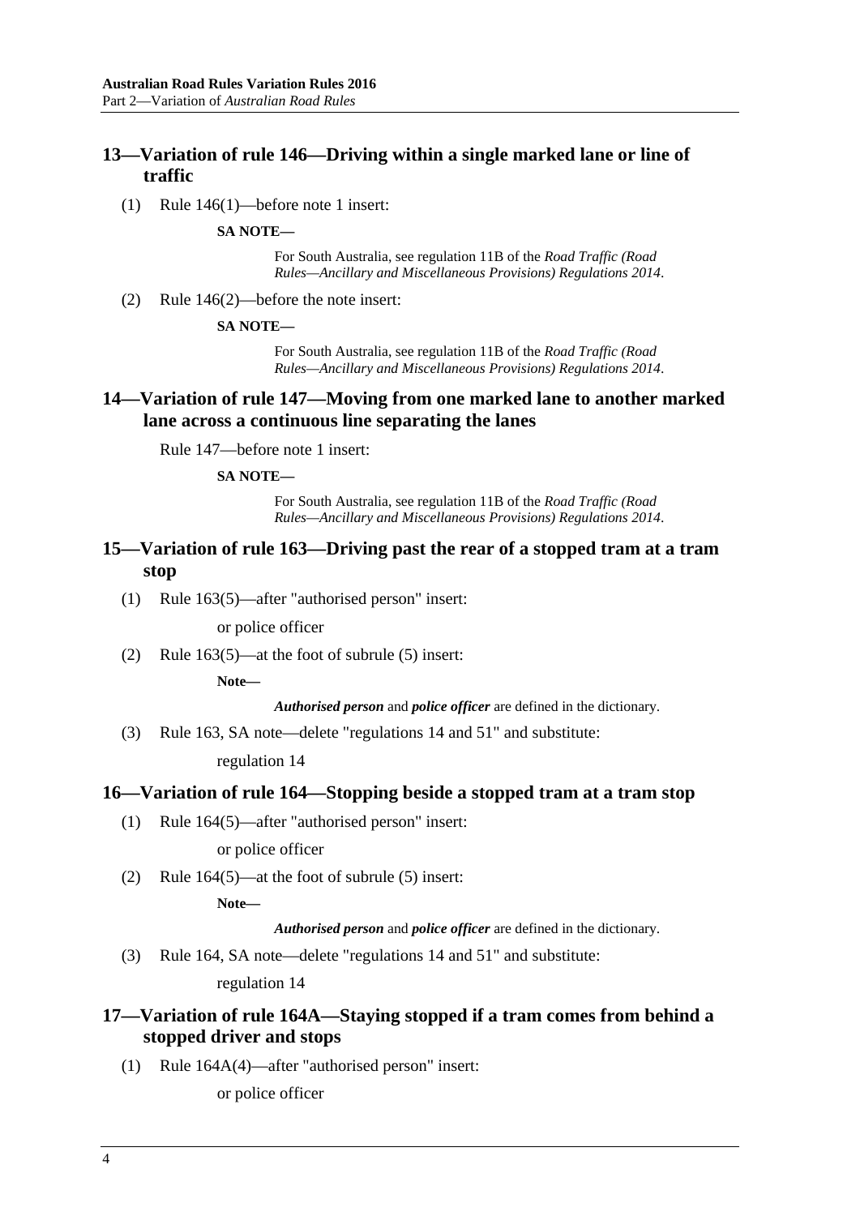## 13—Variation of rule 146—Driving within a single marked lane or line of traffic

(1) Rule 146(1)—before note 1 insert:

**SA NOTE—**

For South Australia, see regulation 11B of the *Road Traffic (Road Rules—Ancillary and Miscellaneous Provisions) Regulations 2014*.

(2) Rule 146(2)—before the note insert:

**SA NOTE—**

For South Australia, see regulation 11B of the *Road Traffic (Road Rules—Ancillary and Miscellaneous Provisions) Regulations 2014*.

## 14—Variation of rule 147—Moving from one marked lane to another marked lane across a continuous line separating the lanes

Rule 147—before note 1 insert:

**SA NOTE—**

For South Australia, see regulation 11B of the *Road Traffic (Road Rules—Ancillary and Miscellaneous Provisions) Regulations 2014*.

## 15—Variation of rule 163—Driving past the rear of a stopped tram at a tram stop

(1) Rule 163(5)—after "authorised person" insert:

or police officer

(2) Rule 163(5)—at the foot of subrule (5) insert:

**Note—**

***Authorised person*** and ***police officer*** are defined in the dictionary.

(3) Rule 163, SA note—delete "regulations 14 and 51" and substitute:

regulation 14

## 16—Variation of rule 164—Stopping beside a stopped tram at a tram stop

(1) Rule 164(5)—after "authorised person" insert:

or police officer

(2) Rule 164(5)—at the foot of subrule (5) insert:

**Note—**

***Authorised person*** and ***police officer*** are defined in the dictionary.

(3) Rule 164, SA note—delete "regulations 14 and 51" and substitute:

regulation 14

## 17—Variation of rule 164A—Staying stopped if a tram comes from behind a stopped driver and stops

(1) Rule 164A(4)—after "authorised person" insert:

or police officer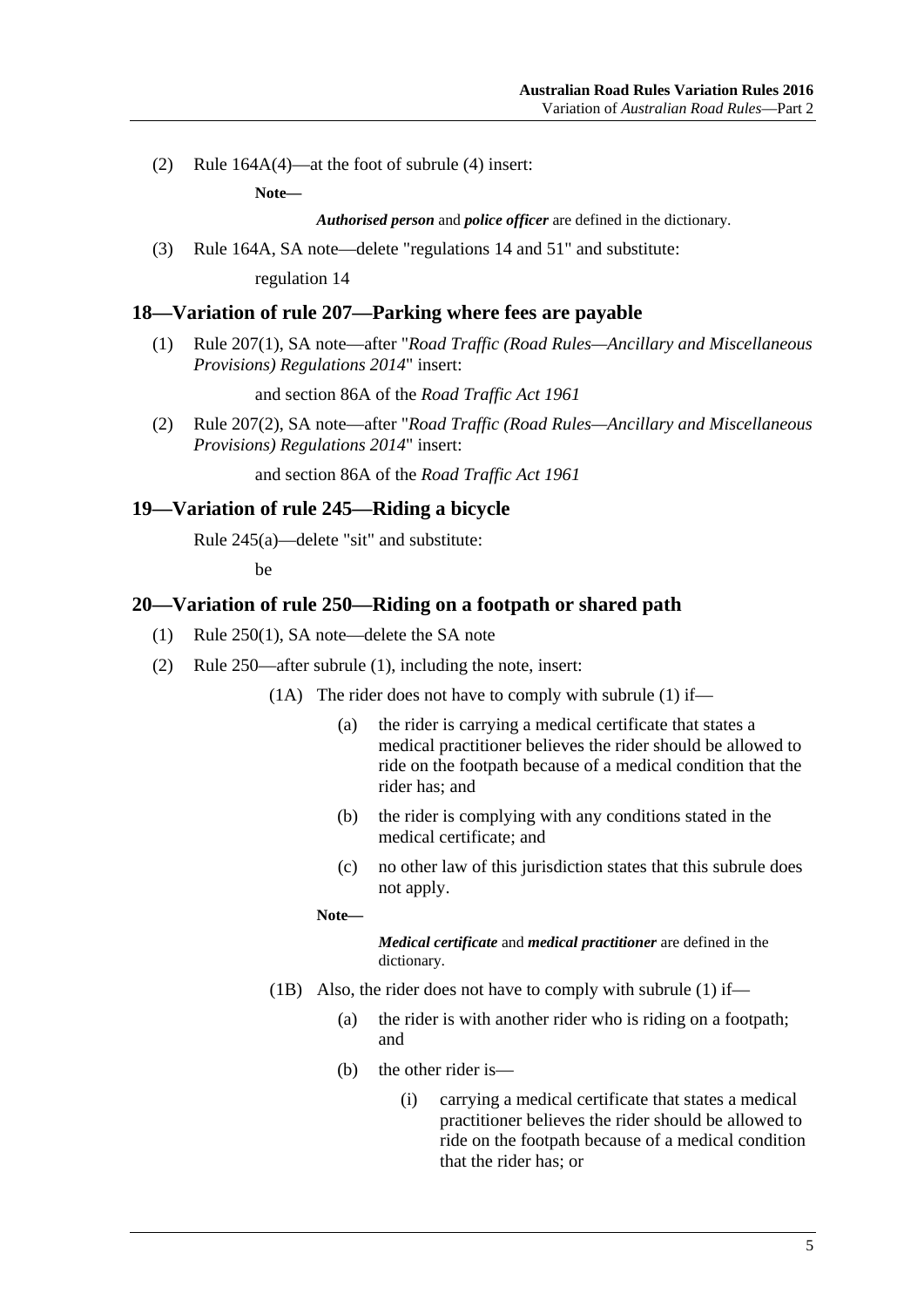(2) Rule 164A(4)—at the foot of subrule (4) insert:

**Note—**

***Authorised person*** and ***police officer*** are defined in the dictionary.

(3) Rule 164A, SA note—delete "regulations 14 and 51" and substitute:

regulation 14

## 18—Variation of rule 207—Parking where fees are payable

(1) Rule 207(1), SA note—after "*Road Traffic (Road Rules—Ancillary and Miscellaneous Provisions) Regulations 2014*" insert:

and section 86A of the *Road Traffic Act 1961*

(2) Rule 207(2), SA note—after "*Road Traffic (Road Rules—Ancillary and Miscellaneous Provisions) Regulations 2014*" insert:

and section 86A of the *Road Traffic Act 1961*

## 19—Variation of rule 245—Riding a bicycle

Rule 245(a)—delete "sit" and substitute:

be

## 20—Variation of rule 250—Riding on a footpath or shared path

(1) Rule 250(1), SA note—delete the SA note

(2) Rule 250—after subrule (1), including the note, insert:

(1A) The rider does not have to comply with subrule (1) if—

(a) the rider is carrying a medical certificate that states a medical practitioner believes the rider should be allowed to ride on the footpath because of a medical condition that the rider has; and

(b) the rider is complying with any conditions stated in the medical certificate; and

(c) no other law of this jurisdiction states that this subrule does not apply.

**Note—**

***Medical certificate*** and ***medical practitioner*** are defined in the dictionary.

(1B) Also, the rider does not have to comply with subrule (1) if—

(a) the rider is with another rider who is riding on a footpath; and

(b) the other rider is—

(i) carrying a medical certificate that states a medical practitioner believes the rider should be allowed to ride on the footpath because of a medical condition that the rider has; or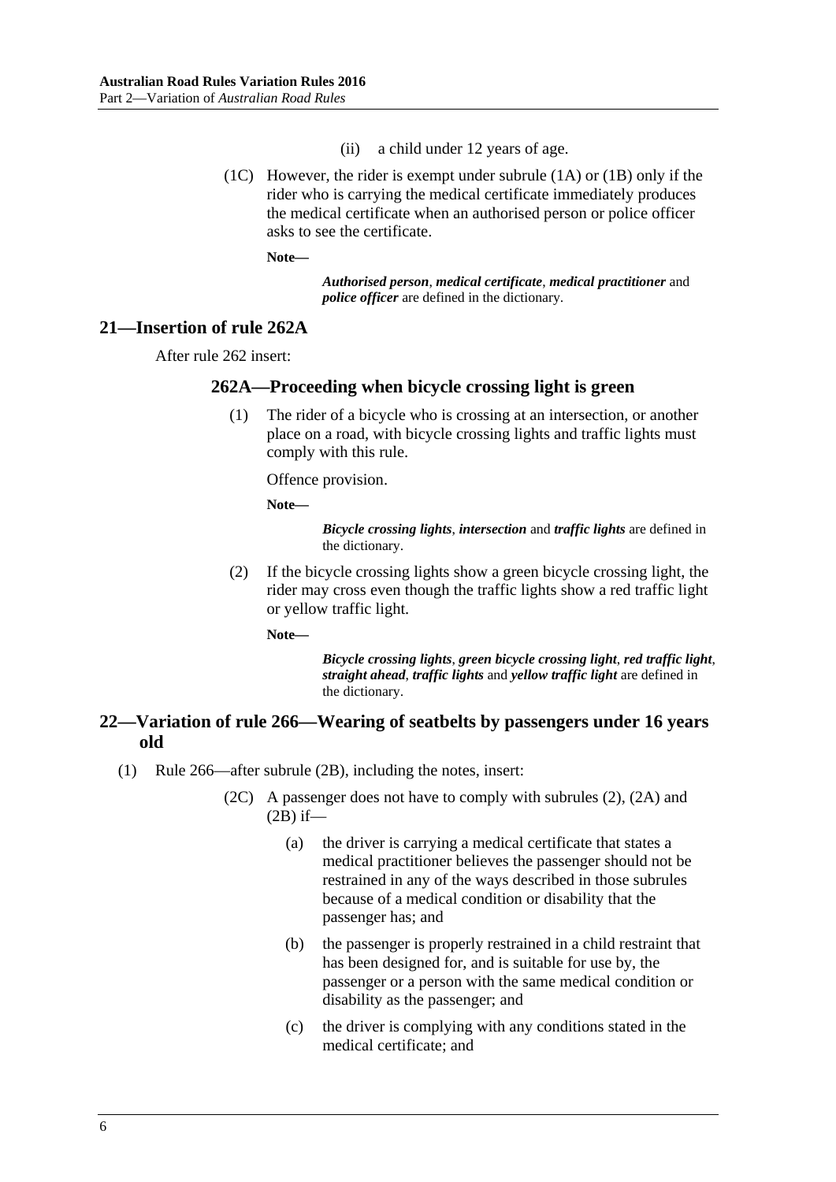(ii) a child under 12 years of age.

(1C) However, the rider is exempt under subrule (1A) or (1B) only if the rider who is carrying the medical certificate immediately produces the medical certificate when an authorised person or police officer asks to see the certificate.

**Note—**

> ***Authorised person***, ***medical certificate***, ***medical practitioner*** and ***police officer*** are defined in the dictionary.

## 21—Insertion of rule 262A

After rule 262 insert:

### 262A—Proceeding when bicycle crossing light is green

(1) The rider of a bicycle who is crossing at an intersection, or another place on a road, with bicycle crossing lights and traffic lights must comply with this rule.

Offence provision.

**Note—**

> ***Bicycle crossing lights***, ***intersection*** and ***traffic lights*** are defined in the dictionary.

(2) If the bicycle crossing lights show a green bicycle crossing light, the rider may cross even though the traffic lights show a red traffic light or yellow traffic light.

**Note—**

> ***Bicycle crossing lights***, ***green bicycle crossing light***, ***red traffic light***, ***straight ahead***, ***traffic lights*** and ***yellow traffic light*** are defined in the dictionary.

## 22—Variation of rule 266—Wearing of seatbelts by passengers under 16 years old

(1) Rule 266—after subrule (2B), including the notes, insert:

(2C) A passenger does not have to comply with subrules (2), (2A) and (2B) if—

(a) the driver is carrying a medical certificate that states a medical practitioner believes the passenger should not be restrained in any of the ways described in those subrules because of a medical condition or disability that the passenger has; and

(b) the passenger is properly restrained in a child restraint that has been designed for, and is suitable for use by, the passenger or a person with the same medical condition or disability as the passenger; and

(c) the driver is complying with any conditions stated in the medical certificate; and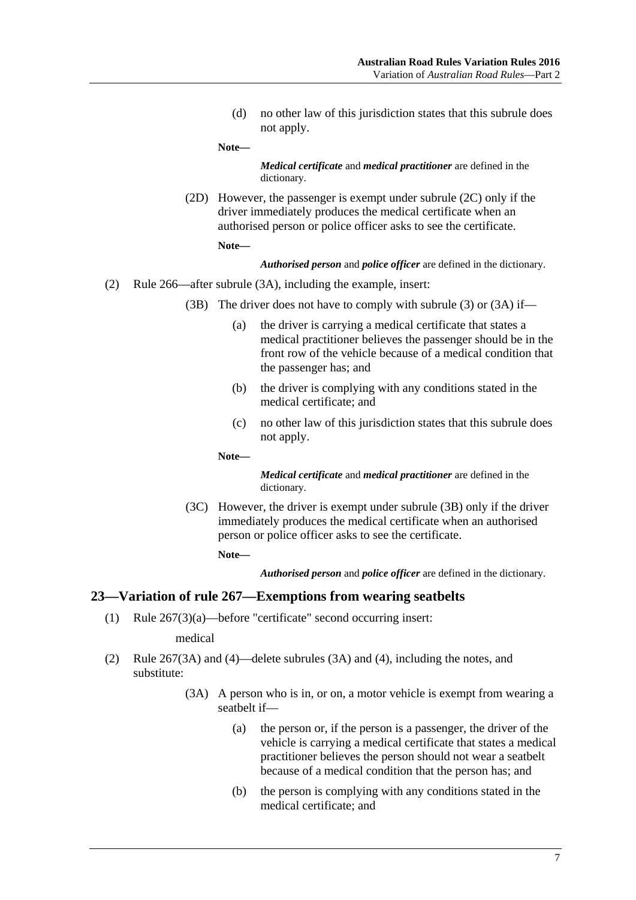(d) no other law of this jurisdiction states that this subrule does not apply.

**Note—**

***Medical certificate*** and ***medical practitioner*** are defined in the dictionary.

(2D) However, the passenger is exempt under subrule (2C) only if the driver immediately produces the medical certificate when an authorised person or police officer asks to see the certificate.

**Note—**

***Authorised person*** and ***police officer*** are defined in the dictionary.

(2) Rule 266—after subrule (3A), including the example, insert:

(3B) The driver does not have to comply with subrule (3) or (3A) if—

(a) the driver is carrying a medical certificate that states a medical practitioner believes the passenger should be in the front row of the vehicle because of a medical condition that the passenger has; and

(b) the driver is complying with any conditions stated in the medical certificate; and

(c) no other law of this jurisdiction states that this subrule does not apply.

**Note—**

***Medical certificate*** and ***medical practitioner*** are defined in the dictionary.

(3C) However, the driver is exempt under subrule (3B) only if the driver immediately produces the medical certificate when an authorised person or police officer asks to see the certificate.

**Note—**

***Authorised person*** and ***police officer*** are defined in the dictionary.

## 23—Variation of rule 267—Exemptions from wearing seatbelts

(1) Rule 267(3)(a)—before "certificate" second occurring insert:

medical

(2) Rule 267(3A) and (4)—delete subrules (3A) and (4), including the notes, and substitute:

(3A) A person who is in, or on, a motor vehicle is exempt from wearing a seatbelt if—

(a) the person or, if the person is a passenger, the driver of the vehicle is carrying a medical certificate that states a medical practitioner believes the person should not wear a seatbelt because of a medical condition that the person has; and

(b) the person is complying with any conditions stated in the medical certificate; and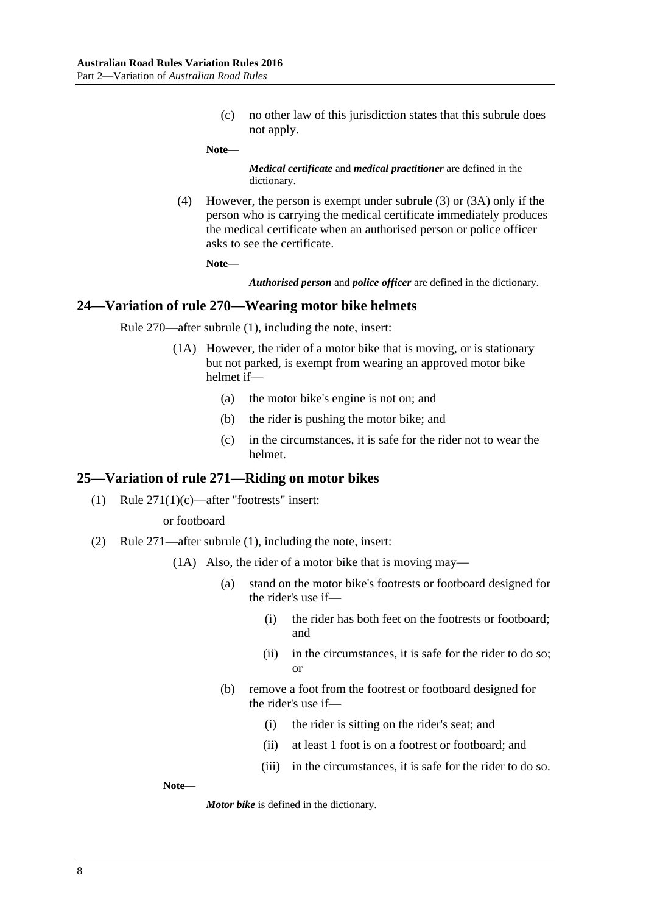(c) no other law of this jurisdiction states that this subrule does not apply.

**Note—**

***Medical certificate*** and ***medical practitioner*** are defined in the dictionary.

(4) However, the person is exempt under subrule (3) or (3A) only if the person who is carrying the medical certificate immediately produces the medical certificate when an authorised person or police officer asks to see the certificate.

**Note—**

***Authorised person*** and ***police officer*** are defined in the dictionary.

## 24—Variation of rule 270—Wearing motor bike helmets

Rule 270—after subrule (1), including the note, insert:

(1A) However, the rider of a motor bike that is moving, or is stationary but not parked, is exempt from wearing an approved motor bike helmet if—

(a) the motor bike's engine is not on; and

(b) the rider is pushing the motor bike; and

(c) in the circumstances, it is safe for the rider not to wear the helmet.

## 25—Variation of rule 271—Riding on motor bikes

(1) Rule 271(1)(c)—after "footrests" insert:

or footboard

(2) Rule 271—after subrule (1), including the note, insert:

(1A) Also, the rider of a motor bike that is moving may—

(a) stand on the motor bike's footrests or footboard designed for the rider's use if—

(i) the rider has both feet on the footrests or footboard; and

(ii) in the circumstances, it is safe for the rider to do so; or

(b) remove a foot from the footrest or footboard designed for the rider's use if—

(i) the rider is sitting on the rider's seat; and

(ii) at least 1 foot is on a footrest or footboard; and

(iii) in the circumstances, it is safe for the rider to do so.

**Note—**

***Motor bike*** is defined in the dictionary.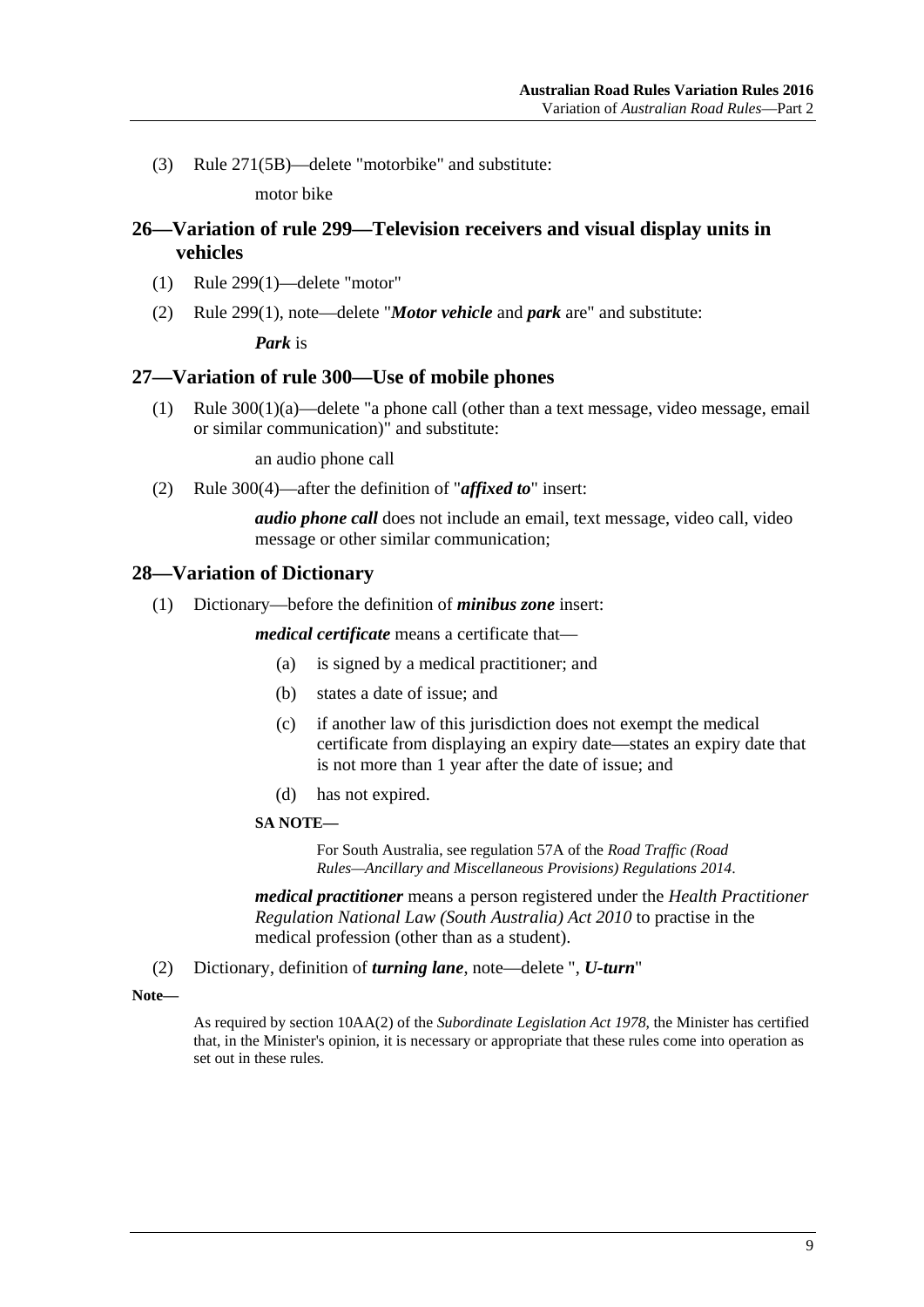(3) Rule 271(5B)—delete "motorbike" and substitute:

motor bike

## 26—Variation of rule 299—Television receivers and visual display units in vehicles

(1) Rule 299(1)—delete "motor"

(2) Rule 299(1), note—delete "***Motor vehicle*** and ***park*** are" and substitute:

***Park*** is

## 27—Variation of rule 300—Use of mobile phones

(1) Rule 300(1)(a)—delete "a phone call (other than a text message, video message, email or similar communication)" and substitute:

an audio phone call

(2) Rule 300(4)—after the definition of "***affixed to***" insert:

***audio phone call*** does not include an email, text message, video call, video message or other similar communication;

## 28—Variation of Dictionary

(1) Dictionary—before the definition of ***minibus zone*** insert:

***medical certificate*** means a certificate that—

(a) is signed by a medical practitioner; and

(b) states a date of issue; and

(c) if another law of this jurisdiction does not exempt the medical certificate from displaying an expiry date—states an expiry date that is not more than 1 year after the date of issue; and

(d) has not expired.

**SA NOTE—**

For South Australia, see regulation 57A of the *Road Traffic (Road Rules—Ancillary and Miscellaneous Provisions) Regulations 2014*.

***medical practitioner*** means a person registered under the *Health Practitioner Regulation National Law (South Australia) Act 2010* to practise in the medical profession (other than as a student).

(2) Dictionary, definition of ***turning lane***, note—delete ", ***U-turn***"

**Note—**

As required by section 10AA(2) of the *Subordinate Legislation Act 1978*, the Minister has certified that, in the Minister's opinion, it is necessary or appropriate that these rules come into operation as set out in these rules.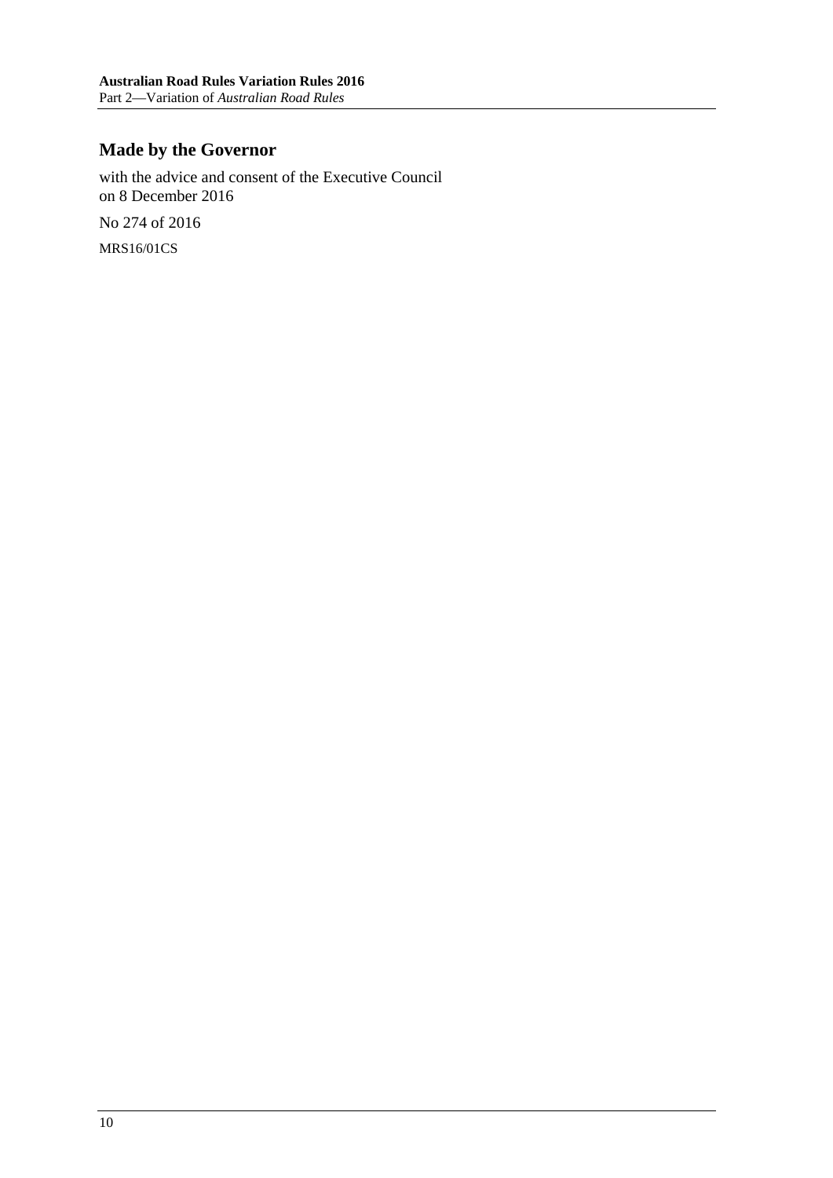## Made by the Governor

with the advice and consent of the Executive Council
on 8 December 2016

No 274 of 2016

MRS16/01CS